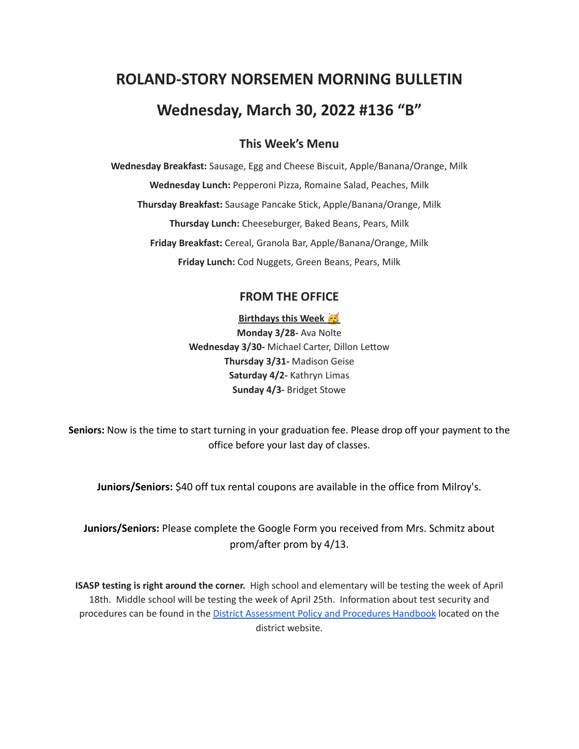# ROLAND-STORY NORSEMEN MORNING BULLETIN

# Wednesday, March 30, 2022 #136 "B"

## This Week's Menu

**Wednesday Breakfast:** Sausage, Egg and Cheese Biscuit, Apple/Banana/Orange, Milk

**Wednesday Lunch:** Pepperoni Pizza, Romaine Salad, Peaches, Milk

**Thursday Breakfast:** Sausage Pancake Stick, Apple/Banana/Orange, Milk

**Thursday Lunch:** Cheeseburger, Baked Beans, Pears, Milk

**Friday Breakfast:** Cereal, Granola Bar, Apple/Banana/Orange, Milk

**Friday Lunch:** Cod Nuggets, Green Beans, Pears, Milk

## FROM THE OFFICE

**Birthdays this Week 🥳**

**Monday 3/28-** Ava Nolte
**Wednesday 3/30-** Michael Carter, Dillon Lettow
**Thursday 3/31-** Madison Geise
**Saturday 4/2-** Kathryn Limas
**Sunday 4/3-** Bridget Stowe

**Seniors:** Now is the time to start turning in your graduation fee. Please drop off your payment to the office before your last day of classes.

**Juniors/Seniors:** $40 off tux rental coupons are available in the office from Milroy's.

**Juniors/Seniors:** Please complete the Google Form you received from Mrs. Schmitz about prom/after prom by 4/13.

**ISASP testing is right around the corner.** High school and elementary will be testing the week of April 18th. Middle school will be testing the week of April 25th. Information about test security and procedures can be found in the District Assessment Policy and Procedures Handbook located on the district website.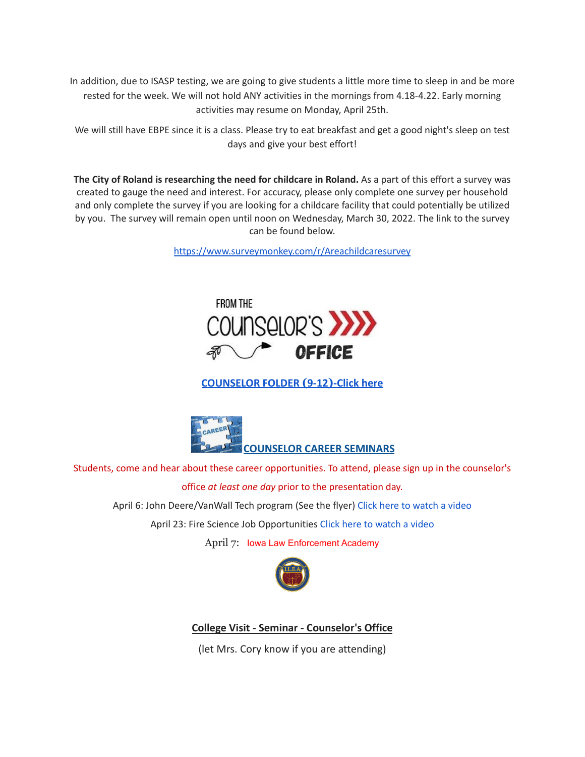In addition, due to ISASP testing, we are going to give students a little more time to sleep in and be more rested for the week. We will not hold ANY activities in the mornings from 4.18-4.22. Early morning activities may resume on Monday, April 25th.

We will still have EBPE since it is a class. Please try to eat breakfast and get a good night's sleep on test days and give your best effort!

**The City of Roland is researching the need for childcare in Roland.** As a part of this effort a survey was created to gauge the need and interest. For accuracy, please only complete one survey per household and only complete the survey if you are looking for a childcare facility that could potentially be utilized by you. The survey will remain open until noon on Wednesday, March 30, 2022. The link to the survey can be found below.

https://www.surveymonkey.com/r/Areachildcaresurvey

FROM THE COUNSELOR'S OFFICE

**COUNSELOR FOLDER (9-12)-Click here**

**COUNSELOR CAREER SEMINARS**

Students, come and hear about these career opportunities. To attend, please sign up in the counselor's office *at least one day* prior to the presentation day.

April 6: John Deere/VanWall Tech program (See the flyer) Click here to watch a video

April 23: Fire Science Job Opportunities Click here to watch a video

April 7: Iowa Law Enforcement Academy

**College Visit - Seminar - Counselor's Office**

(let Mrs. Cory know if you are attending)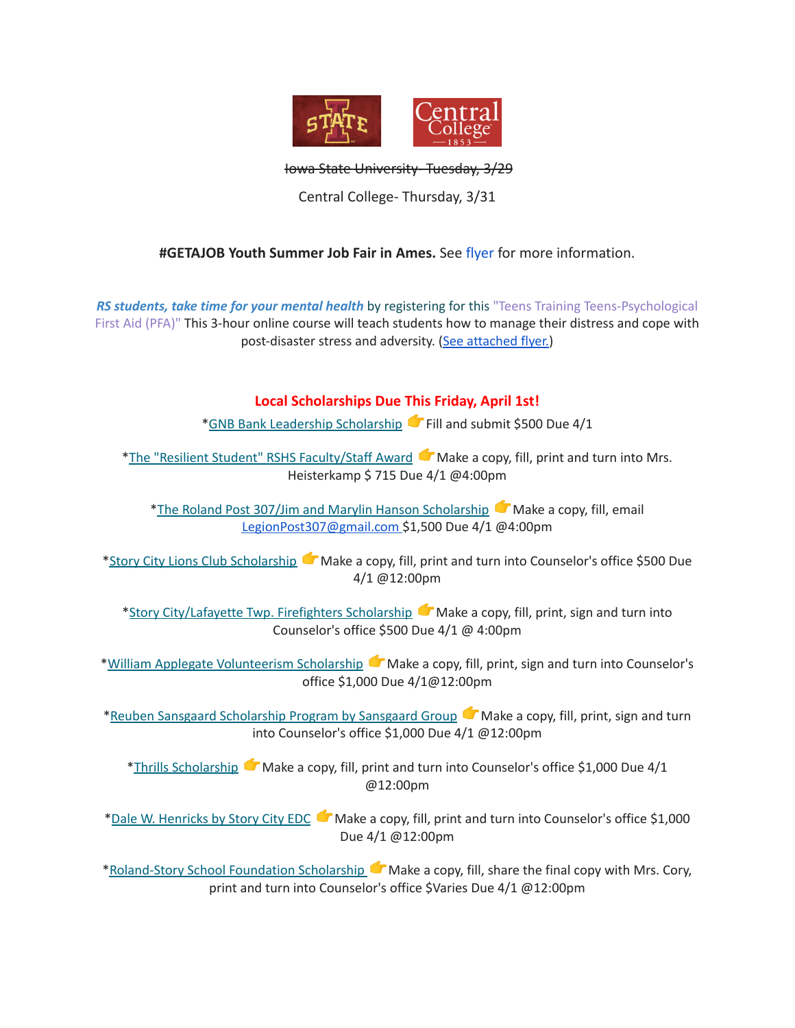~~Iowa State University- Tuesday, 3/29~~

Central College- Thursday, 3/31

**#GETAJOB Youth Summer Job Fair in Ames.** See flyer for more information.

***RS students, take time for your mental health*** by registering for this "Teens Training Teens-Psychological First Aid (PFA)" This 3-hour online course will teach students how to manage their distress and cope with post-disaster stress and adversity. (See attached flyer.)

**Local Scholarships Due This Friday, April 1st!**

*GNB Bank Leadership Scholarship 👉 Fill and submit $500 Due 4/1

*The "Resilient Student" RSHS Faculty/Staff Award 👉 Make a copy, fill, print and turn into Mrs. Heisterkamp $ 715 Due 4/1 @4:00pm

*The Roland Post 307/Jim and Marylin Hanson Scholarship 👉 Make a copy, fill, email LegionPost307@gmail.com $1,500 Due 4/1 @4:00pm

*Story City Lions Club Scholarship 👉 Make a copy, fill, print and turn into Counselor's office $500 Due 4/1 @12:00pm

*Story City/Lafayette Twp. Firefighters Scholarship 👉 Make a copy, fill, print, sign and turn into Counselor's office $500 Due 4/1 @ 4:00pm

*William Applegate Volunteerism Scholarship 👉 Make a copy, fill, print, sign and turn into Counselor's office $1,000 Due 4/1@12:00pm

*Reuben Sansgaard Scholarship Program by Sansgaard Group 👉 Make a copy, fill, print, sign and turn into Counselor's office $1,000 Due 4/1 @12:00pm

*Thrills Scholarship 👉 Make a copy, fill, print and turn into Counselor's office $1,000 Due 4/1 @12:00pm

*Dale W. Henricks by Story City EDC 👉 Make a copy, fill, print and turn into Counselor's office $1,000 Due 4/1 @12:00pm

*Roland-Story School Foundation Scholarship 👉 Make a copy, fill, share the final copy with Mrs. Cory, print and turn into Counselor's office $Varies Due 4/1 @12:00pm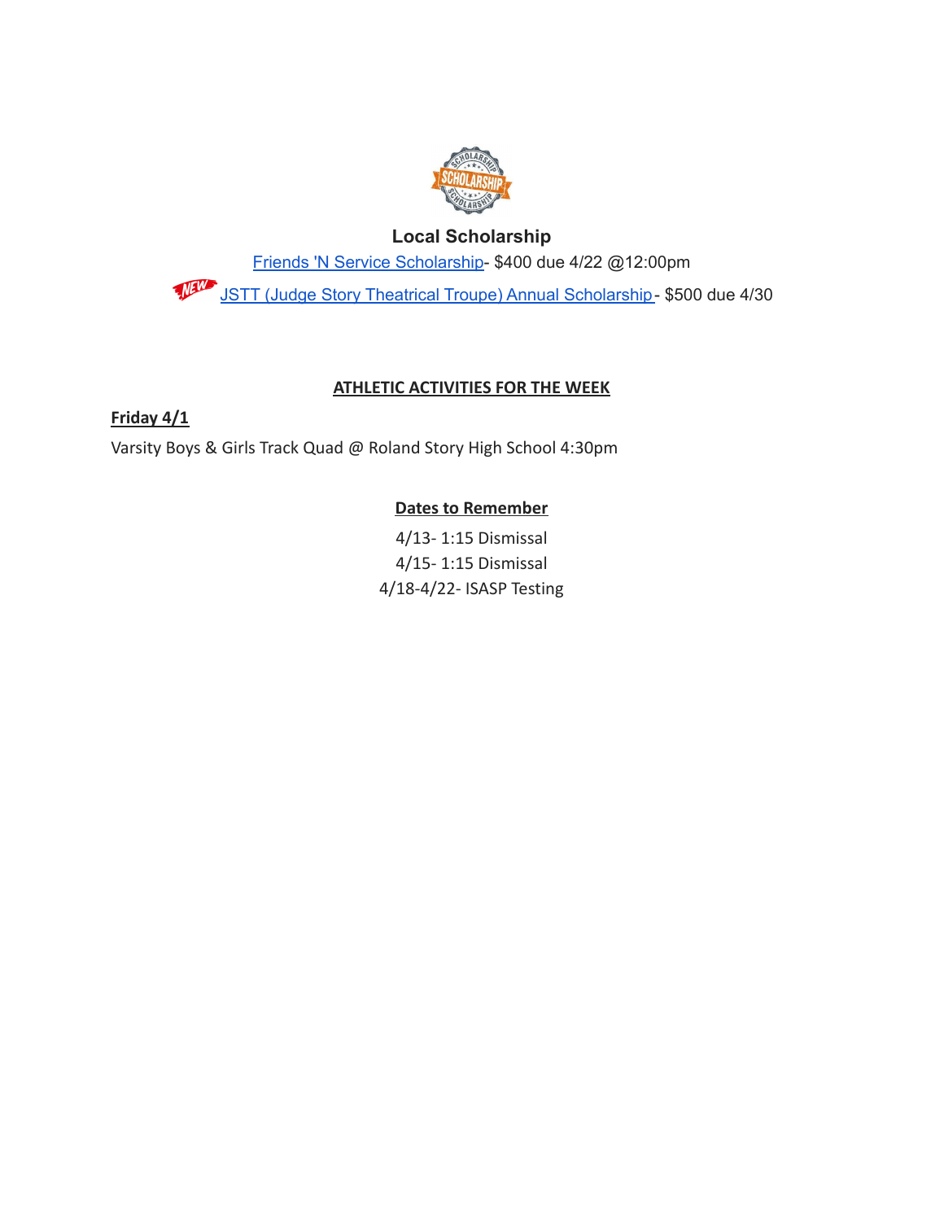## Local Scholarship

Friends 'N Service Scholarship- $400 due 4/22 @12:00pm

NEW JSTT (Judge Story Theatrical Troupe) Annual Scholarship - $500 due 4/30

## ATHLETIC ACTIVITIES FOR THE WEEK

**Friday 4/1**

Varsity Boys & Girls Track Quad @ Roland Story High School 4:30pm

## Dates to Remember

4/13- 1:15 Dismissal
4/15- 1:15 Dismissal
4/18-4/22- ISASP Testing